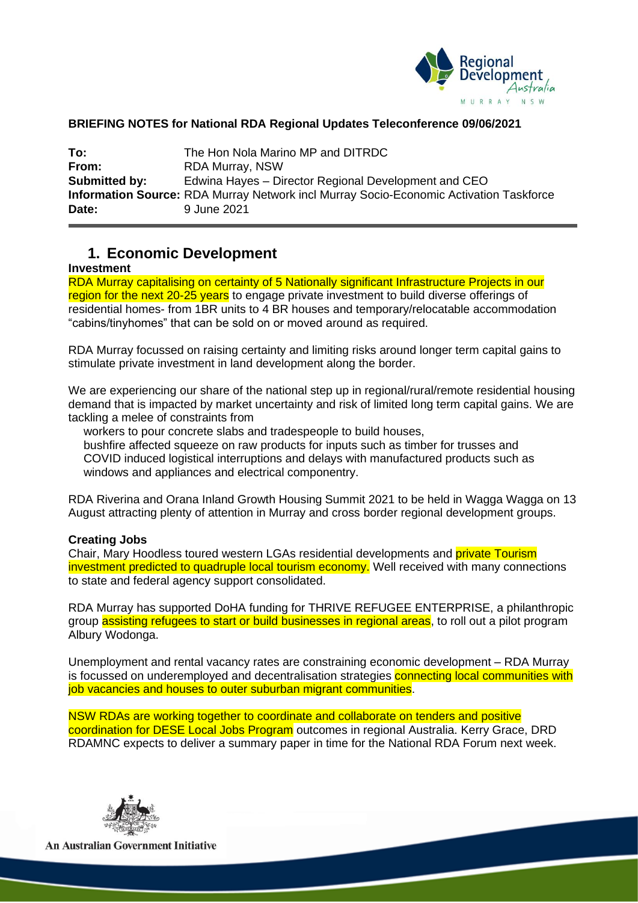**BRIEFING NOTES for National RDA Regional Updates Teleconference 09/06/2021**

**To:** The Hon Nola Marino MP and DITRDC
**From:** RDA Murray, NSW
**Submitted by:** Edwina Hayes – Director Regional Development and CEO
**Information Source:** RDA Murray Network incl Murray Socio-Economic Activation Taskforce
**Date:** 9 June 2021

---

# 1. Economic Development

**Investment**

RDA Murray capitalising on certainty of 5 Nationally significant Infrastructure Projects in our region for the next 20-25 years to engage private investment to build diverse offerings of residential homes- from 1BR units to 4 BR houses and temporary/relocatable accommodation "cabins/tinyhomes" that can be sold on or moved around as required.

RDA Murray focussed on raising certainty and limiting risks around longer term capital gains to stimulate private investment in land development along the border.

We are experiencing our share of the national step up in regional/rural/remote residential housing demand that is impacted by market uncertainty and risk of limited long term capital gains. We are tackling a melee of constraints from

- workers to pour concrete slabs and tradespeople to build houses,
- bushfire affected squeeze on raw products for inputs such as timber for trusses and
- COVID induced logistical interruptions and delays with manufactured products such as windows and appliances and electrical componentry.

RDA Riverina and Orana Inland Growth Housing Summit 2021 to be held in Wagga Wagga on 13 August attracting plenty of attention in Murray and cross border regional development groups.

**Creating Jobs**

Chair, Mary Hoodless toured western LGAs residential developments and private Tourism investment predicted to quadruple local tourism economy. Well received with many connections to state and federal agency support consolidated.

RDA Murray has supported DoHA funding for THRIVE REFUGEE ENTERPRISE, a philanthropic group assisting refugees to start or build businesses in regional areas, to roll out a pilot program Albury Wodonga.

Unemployment and rental vacancy rates are constraining economic development – RDA Murray is focussed on underemployed and decentralisation strategies connecting local communities with job vacancies and houses to outer suburban migrant communities.

NSW RDAs are working together to coordinate and collaborate on tenders and positive coordination for DESE Local Jobs Program outcomes in regional Australia. Kerry Grace, DRD RDAMNC expects to deliver a summary paper in time for the National RDA Forum next week.

An Australian Government Initiative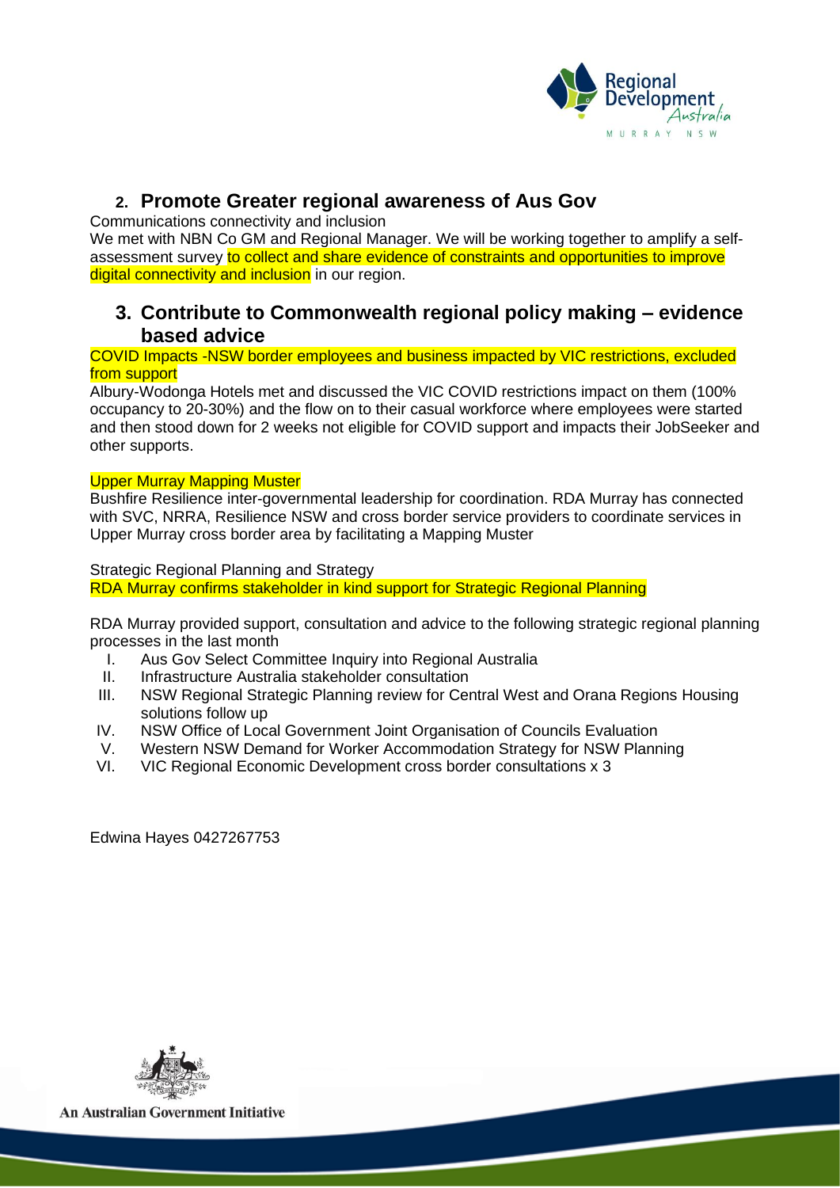## 2. Promote Greater regional awareness of Aus Gov

Communications connectivity and inclusion

We met with NBN Co GM and Regional Manager. We will be working together to amplify a self-assessment survey to collect and share evidence of constraints and opportunities to improve digital connectivity and inclusion in our region.

## 3. Contribute to Commonwealth regional policy making – evidence based advice

COVID Impacts -NSW border employees and business impacted by VIC restrictions, excluded from support

Albury-Wodonga Hotels met and discussed the VIC COVID restrictions impact on them (100% occupancy to 20-30%) and the flow on to their casual workforce where employees were started and then stood down for 2 weeks not eligible for COVID support and impacts their JobSeeker and other supports.

Upper Murray Mapping Muster

Bushfire Resilience inter-governmental leadership for coordination. RDA Murray has connected with SVC, NRRA, Resilience NSW and cross border service providers to coordinate services in Upper Murray cross border area by facilitating a Mapping Muster

Strategic Regional Planning and Strategy

RDA Murray confirms stakeholder in kind support for Strategic Regional Planning

RDA Murray provided support, consultation and advice to the following strategic regional planning processes in the last month

I. Aus Gov Select Committee Inquiry into Regional Australia
II. Infrastructure Australia stakeholder consultation
III. NSW Regional Strategic Planning review for Central West and Orana Regions Housing solutions follow up
IV. NSW Office of Local Government Joint Organisation of Councils Evaluation
V. Western NSW Demand for Worker Accommodation Strategy for NSW Planning
VI. VIC Regional Economic Development cross border consultations x 3

Edwina Hayes 0427267753